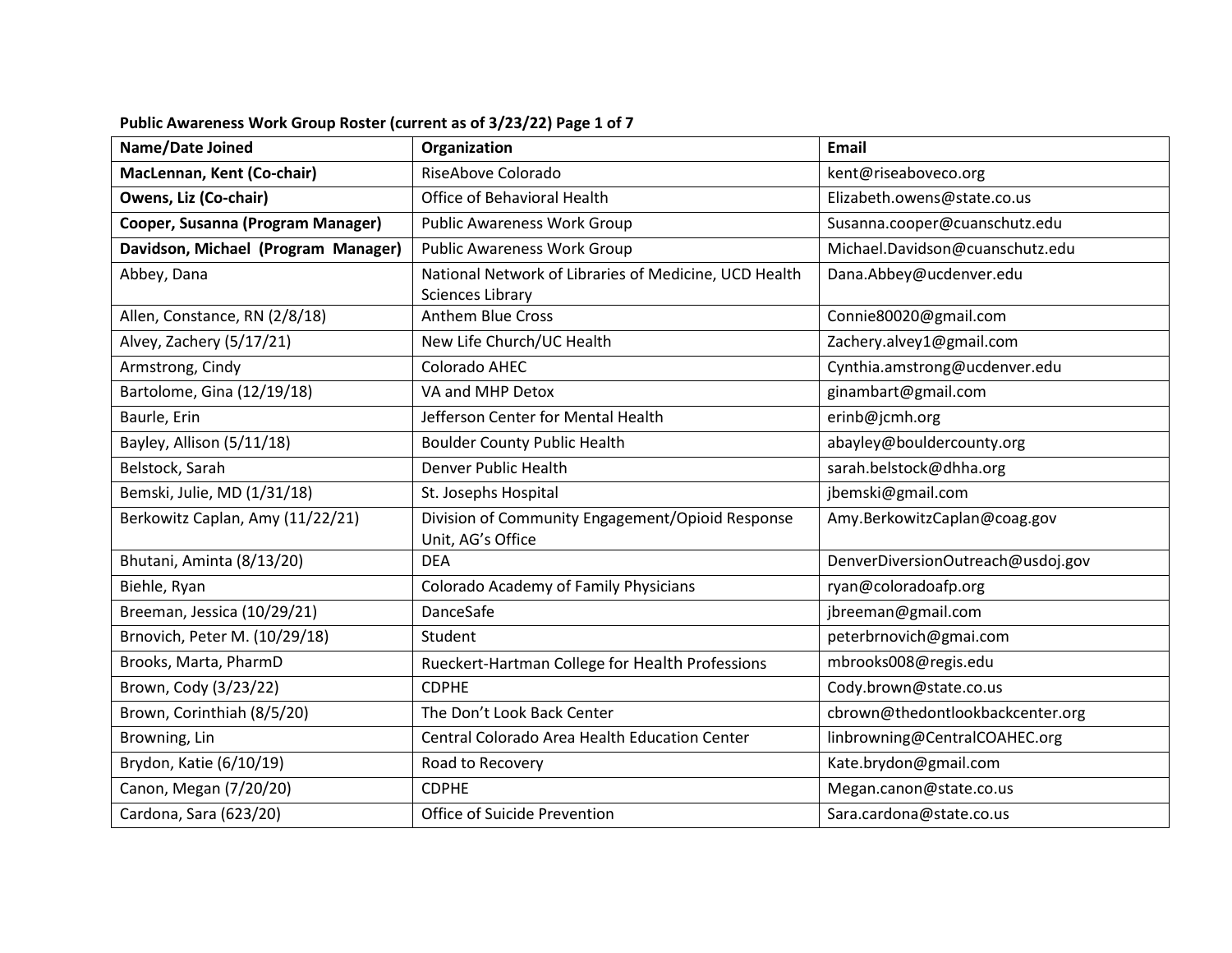**Public Awareness Work Group Roster (current as of 3/23/22) Page 1 of 7**

| Name/Date Joined | Organization | Email |
|---|---|---|
| **MacLennan, Kent (Co-chair)** | RiseAbove Colorado | kent@riseaboveco.org |
| **Owens, Liz (Co-chair)** | Office of Behavioral Health | Elizabeth.owens@state.co.us |
| **Cooper, Susanna (Program Manager)** | Public Awareness Work Group | Susanna.cooper@cuanschutz.edu |
| **Davidson, Michael (Program Manager)** | Public Awareness Work Group | Michael.Davidson@cuanschutz.edu |
| Abbey, Dana | National Network of Libraries of Medicine, UCD Health Sciences Library | Dana.Abbey@ucdenver.edu |
| Allen, Constance, RN (2/8/18) | Anthem Blue Cross | Connie80020@gmail.com |
| Alvey, Zachery (5/17/21) | New Life Church/UC Health | Zachery.alvey1@gmail.com |
| Armstrong, Cindy | Colorado AHEC | Cynthia.amstrong@ucdenver.edu |
| Bartolome, Gina (12/19/18) | VA and MHP Detox | ginambart@gmail.com |
| Baurle, Erin | Jefferson Center for Mental Health | erinb@jcmh.org |
| Bayley, Allison (5/11/18) | Boulder County Public Health | abayley@bouldercounty.org |
| Belstock, Sarah | Denver Public Health | sarah.belstock@dhha.org |
| Bemski, Julie, MD (1/31/18) | St. Josephs Hospital | jbemski@gmail.com |
| Berkowitz Caplan, Amy (11/22/21) | Division of Community Engagement/Opioid Response Unit, AG's Office | Amy.BerkowitzCaplan@coag.gov |
| Bhutani, Aminta (8/13/20) | DEA | DenverDiversionOutreach@usdoj.gov |
| Biehle, Ryan | Colorado Academy of Family Physicians | ryan@coloradoafp.org |
| Breeman, Jessica (10/29/21) | DanceSafe | jbreeman@gmail.com |
| Brnovich, Peter M. (10/29/18) | Student | peterbrnovich@gmai.com |
| Brooks, Marta, PharmD | Rueckert-Hartman College for Health Professions | mbrooks008@regis.edu |
| Brown, Cody (3/23/22) | CDPHE | Cody.brown@state.co.us |
| Brown, Corinthiah (8/5/20) | The Don't Look Back Center | cbrown@thedontlookbackcenter.org |
| Browning, Lin | Central Colorado Area Health Education Center | linbrowning@CentralCOAHEC.org |
| Brydon, Katie (6/10/19) | Road to Recovery | Kate.brydon@gmail.com |
| Canon, Megan (7/20/20) | CDPHE | Megan.canon@state.co.us |
| Cardona, Sara (623/20) | Office of Suicide Prevention | Sara.cardona@state.co.us |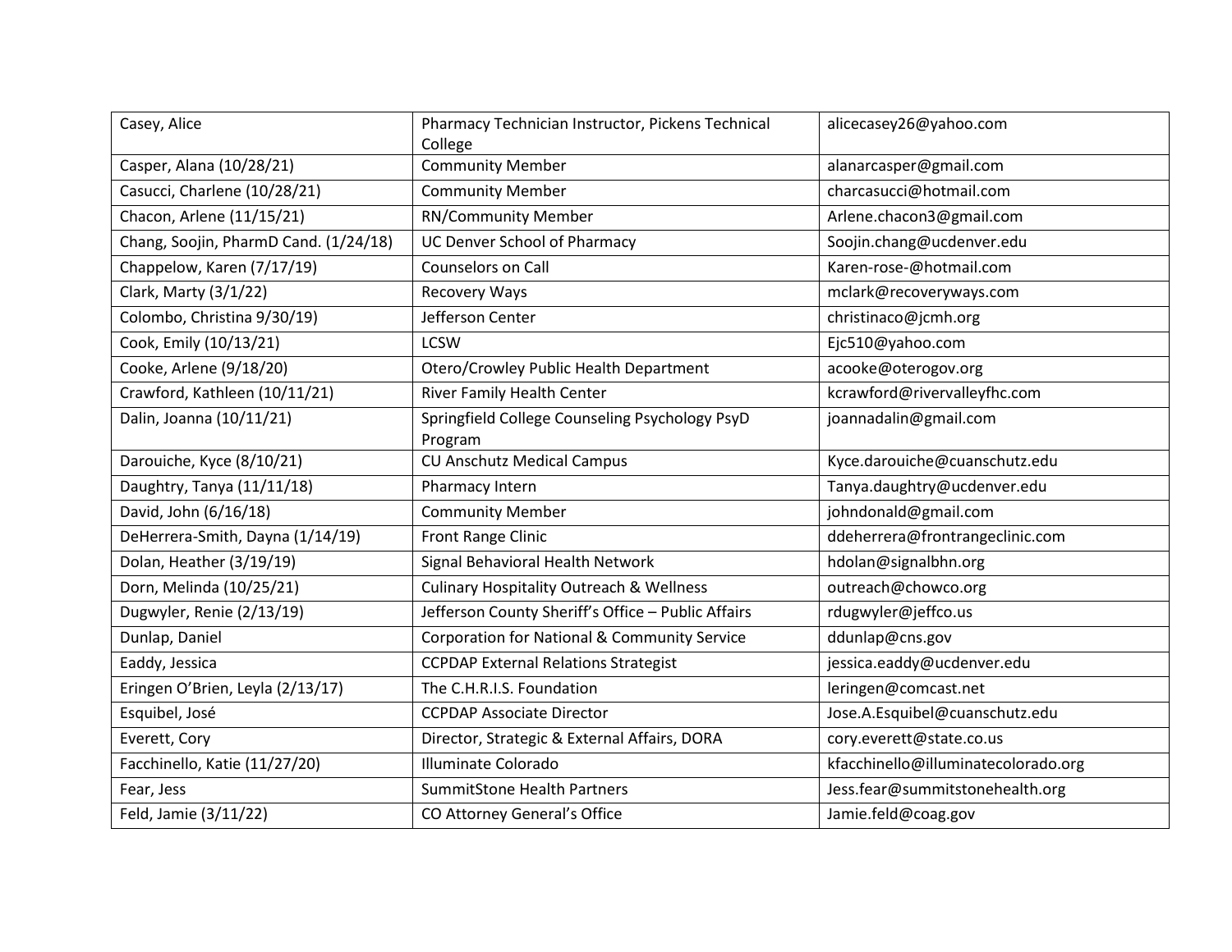| Casey, Alice | Pharmacy Technician Instructor, Pickens Technical College | alicecasey26@yahoo.com |
|---|---|---|
| Casper, Alana (10/28/21) | Community Member | alanarcasper@gmail.com |
| Casucci, Charlene (10/28/21) | Community Member | charcasucci@hotmail.com |
| Chacon, Arlene (11/15/21) | RN/Community Member | Arlene.chacon3@gmail.com |
| Chang, Soojin, PharmD Cand. (1/24/18) | UC Denver School of Pharmacy | Soojin.chang@ucdenver.edu |
| Chappelow, Karen (7/17/19) | Counselors on Call | Karen-rose-@hotmail.com |
| Clark, Marty (3/1/22) | Recovery Ways | mclark@recoveryways.com |
| Colombo, Christina 9/30/19) | Jefferson Center | christinaco@jcmh.org |
| Cook, Emily (10/13/21) | LCSW | Ejc510@yahoo.com |
| Cooke, Arlene (9/18/20) | Otero/Crowley Public Health Department | acooke@oterogov.org |
| Crawford, Kathleen (10/11/21) | River Family Health Center | kcrawford@rivervalleyfhc.com |
| Dalin, Joanna (10/11/21) | Springfield College Counseling Psychology PsyD Program | joannadalin@gmail.com |
| Darouiche, Kyce (8/10/21) | CU Anschutz Medical Campus | Kyce.darouiche@cuanschutz.edu |
| Daughtry, Tanya (11/11/18) | Pharmacy Intern | Tanya.daughtry@ucdenver.edu |
| David, John (6/16/18) | Community Member | johndonald@gmail.com |
| DeHerrera-Smith, Dayna (1/14/19) | Front Range Clinic | ddeherrera@frontrangeclinic.com |
| Dolan, Heather (3/19/19) | Signal Behavioral Health Network | hdolan@signalbhn.org |
| Dorn, Melinda (10/25/21) | Culinary Hospitality Outreach & Wellness | outreach@chowco.org |
| Dugwyler, Renie (2/13/19) | Jefferson County Sheriff's Office – Public Affairs | rdugwyler@jeffco.us |
| Dunlap, Daniel | Corporation for National & Community Service | ddunlap@cns.gov |
| Eaddy, Jessica | CCPDAP External Relations Strategist | jessica.eaddy@ucdenver.edu |
| Eringen O'Brien, Leyla (2/13/17) | The C.H.R.I.S. Foundation | leringen@comcast.net |
| Esquibel, José | CCPDAP Associate Director | Jose.A.Esquibel@cuanschutz.edu |
| Everett, Cory | Director, Strategic & External Affairs, DORA | cory.everett@state.co.us |
| Facchinello, Katie (11/27/20) | Illuminate Colorado | kfacchinello@illuminatecolorado.org |
| Fear, Jess | SummitStone Health Partners | Jess.fear@summitstonehealth.org |
| Feld, Jamie (3/11/22) | CO Attorney General's Office | Jamie.feld@coag.gov |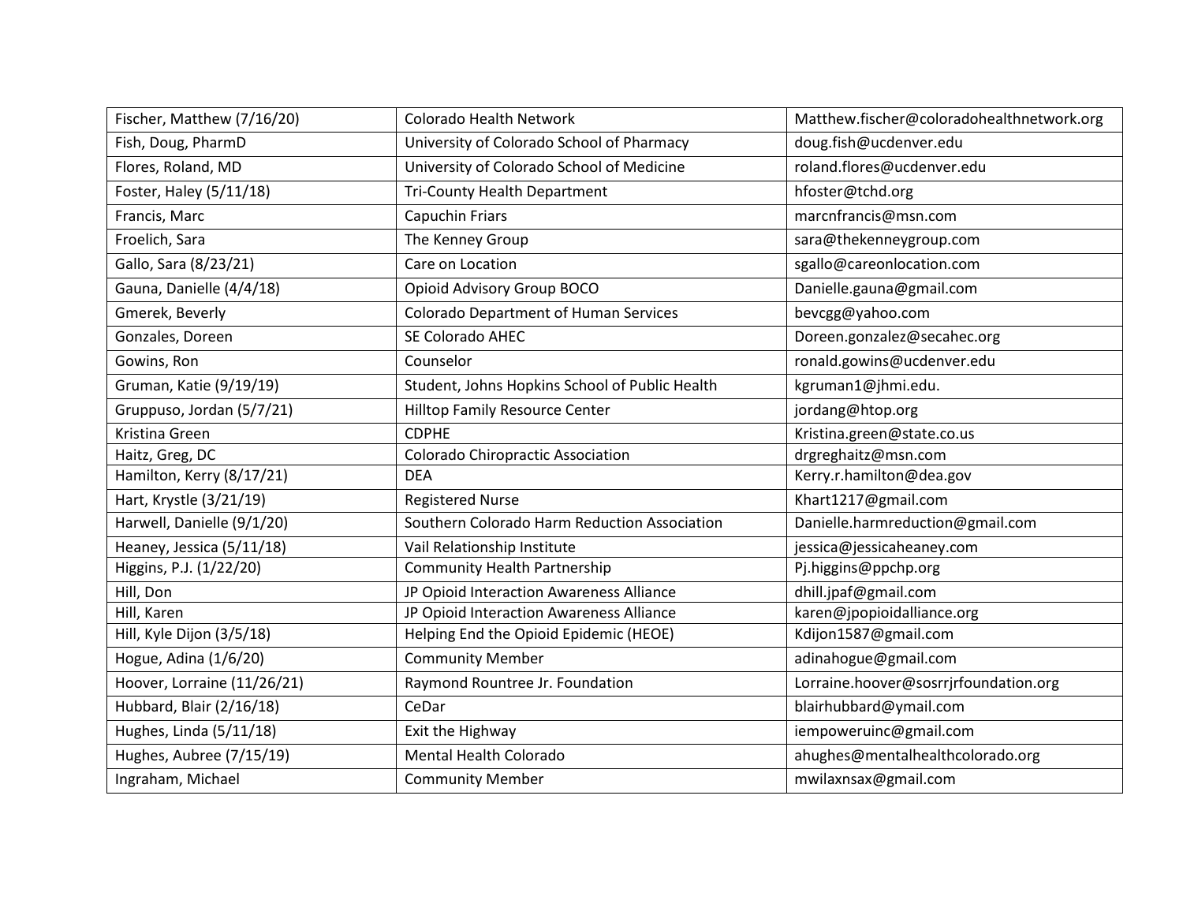| Fischer, Matthew (7/16/20) | Colorado Health Network | Matthew.fischer@coloradohealthnetwork.org |
|---|---|---|
| Fish, Doug, PharmD | University of Colorado School of Pharmacy | doug.fish@ucdenver.edu |
| Flores, Roland, MD | University of Colorado School of Medicine | roland.flores@ucdenver.edu |
| Foster, Haley (5/11/18) | Tri-County Health Department | hfoster@tchd.org |
| Francis, Marc | Capuchin Friars | marcnfrancis@msn.com |
| Froelich, Sara | The Kenney Group | sara@thekenneygroup.com |
| Gallo, Sara (8/23/21) | Care on Location | sgallo@careonlocation.com |
| Gauna, Danielle (4/4/18) | Opioid Advisory Group BOCO | Danielle.gauna@gmail.com |
| Gmerek, Beverly | Colorado Department of Human Services | bevcgg@yahoo.com |
| Gonzales, Doreen | SE Colorado AHEC | Doreen.gonzalez@secahec.org |
| Gowins, Ron | Counselor | ronald.gowins@ucdenver.edu |
| Gruman, Katie (9/19/19) | Student, Johns Hopkins School of Public Health | kgruman1@jhmi.edu. |
| Gruppuso, Jordan (5/7/21) | Hilltop Family Resource Center | jordang@htop.org |
| Kristina Green | CDPHE | Kristina.green@state.co.us |
| Haitz, Greg, DC | Colorado Chiropractic Association | drgreghaitz@msn.com |
| Hamilton, Kerry (8/17/21) | DEA | Kerry.r.hamilton@dea.gov |
| Hart, Krystle (3/21/19) | Registered Nurse | Khart1217@gmail.com |
| Harwell, Danielle (9/1/20) | Southern Colorado Harm Reduction Association | Danielle.harmreduction@gmail.com |
| Heaney, Jessica (5/11/18) | Vail Relationship Institute | jessica@jessicaheaney.com |
| Higgins, P.J. (1/22/20) | Community Health Partnership | Pj.higgins@ppchp.org |
| Hill, Don | JP Opioid Interaction Awareness Alliance | dhill.jpaf@gmail.com |
| Hill, Karen | JP Opioid Interaction Awareness Alliance | karen@jpopioidalliance.org |
| Hill, Kyle Dijon (3/5/18) | Helping End the Opioid Epidemic (HEOE) | Kdijon1587@gmail.com |
| Hogue, Adina (1/6/20) | Community Member | adinahogue@gmail.com |
| Hoover, Lorraine (11/26/21) | Raymond Rountree Jr. Foundation | Lorraine.hoover@sosrrjrfoundation.org |
| Hubbard, Blair (2/16/18) | CeDar | blairhubbard@ymail.com |
| Hughes, Linda (5/11/18) | Exit the Highway | iempoweruinc@gmail.com |
| Hughes, Aubree (7/15/19) | Mental Health Colorado | ahughes@mentalhealthcolorado.org |
| Ingraham, Michael | Community Member | mwilaxnsax@gmail.com |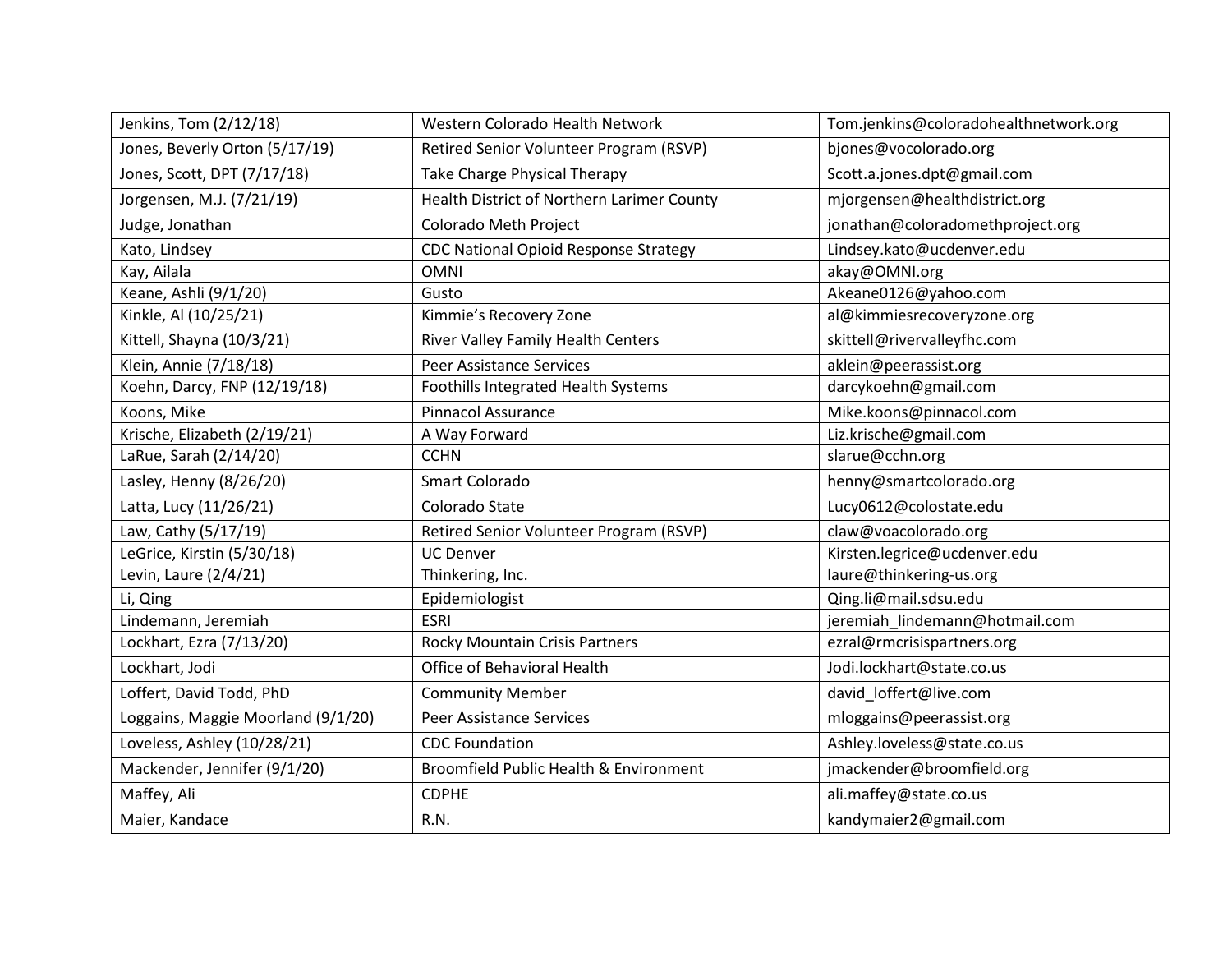| Jenkins, Tom (2/12/18) | Western Colorado Health Network | Tom.jenkins@coloradohealthnetwork.org |
|---|---|---|
| Jones, Beverly Orton (5/17/19) | Retired Senior Volunteer Program (RSVP) | bjones@vocolorado.org |
| Jones, Scott, DPT (7/17/18) | Take Charge Physical Therapy | Scott.a.jones.dpt@gmail.com |
| Jorgensen, M.J. (7/21/19) | Health District of Northern Larimer County | mjorgensen@healthdistrict.org |
| Judge, Jonathan | Colorado Meth Project | jonathan@coloradomethproject.org |
| Kato, Lindsey | CDC National Opioid Response Strategy | Lindsey.kato@ucdenver.edu |
| Kay, Ailala | OMNI | akay@OMNI.org |
| Keane, Ashli (9/1/20) | Gusto | Akeane0126@yahoo.com |
| Kinkle, Al (10/25/21) | Kimmie's Recovery Zone | al@kimmiesrecoveryzone.org |
| Kittell, Shayna (10/3/21) | River Valley Family Health Centers | skittell@rivervalleyfhc.com |
| Klein, Annie (7/18/18) | Peer Assistance Services | aklein@peerassist.org |
| Koehn, Darcy, FNP (12/19/18) | Foothills Integrated Health Systems | darcykoehn@gmail.com |
| Koons, Mike | Pinnacol Assurance | Mike.koons@pinnacol.com |
| Krische, Elizabeth (2/19/21) | A Way Forward | Liz.krische@gmail.com |
| LaRue, Sarah (2/14/20) | CCHN | slarue@cchn.org |
| Lasley, Henny (8/26/20) | Smart Colorado | henny@smartcolorado.org |
| Latta, Lucy (11/26/21) | Colorado State | Lucy0612@colostate.edu |
| Law, Cathy (5/17/19) | Retired Senior Volunteer Program (RSVP) | claw@voacolorado.org |
| LeGrice, Kirstin (5/30/18) | UC Denver | Kirsten.legrice@ucdenver.edu |
| Levin, Laure (2/4/21) | Thinkering, Inc. | laure@thinkering-us.org |
| Li, Qing | Epidemiologist | Qing.li@mail.sdsu.edu |
| Lindemann, Jeremiah | ESRI | jeremiah_lindemann@hotmail.com |
| Lockhart, Ezra (7/13/20) | Rocky Mountain Crisis Partners | ezral@rmcrisispartners.org |
| Lockhart, Jodi | Office of Behavioral Health | Jodi.lockhart@state.co.us |
| Loffert, David Todd, PhD | Community Member | david_loffert@live.com |
| Loggains, Maggie Moorland (9/1/20) | Peer Assistance Services | mloggains@peerassist.org |
| Loveless, Ashley (10/28/21) | CDC Foundation | Ashley.loveless@state.co.us |
| Mackender, Jennifer (9/1/20) | Broomfield Public Health & Environment | jmackender@broomfield.org |
| Maffey, Ali | CDPHE | ali.maffey@state.co.us |
| Maier, Kandace | R.N. | kandymaier2@gmail.com |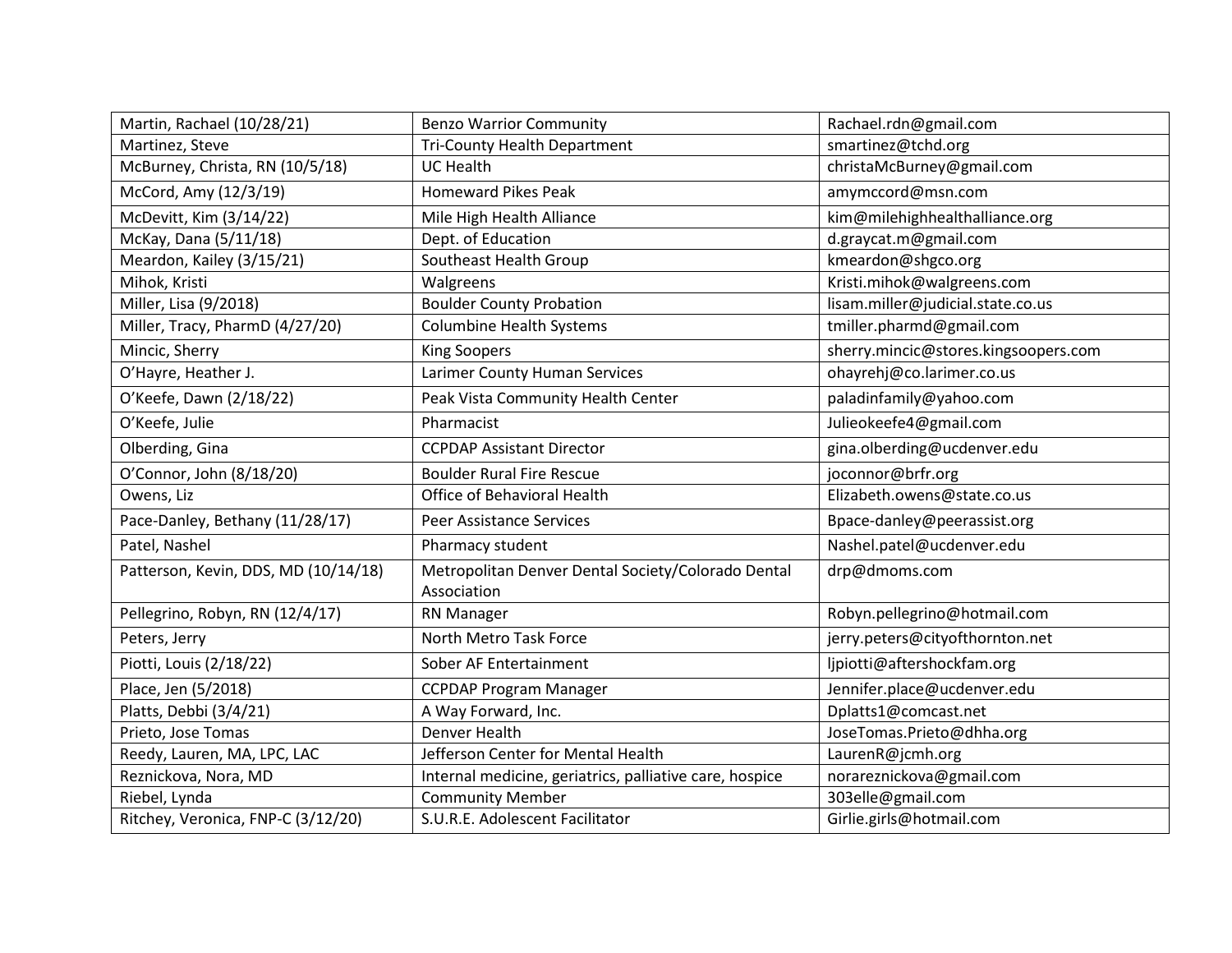| Martin, Rachael (10/28/21) | Benzo Warrior Community | Rachael.rdn@gmail.com |
|---|---|---|
| Martinez, Steve | Tri-County Health Department | smartinez@tchd.org |
| McBurney, Christa, RN (10/5/18) | UC Health | christaMcBurney@gmail.com |
| McCord, Amy (12/3/19) | Homeward Pikes Peak | amymccord@msn.com |
| McDevitt, Kim (3/14/22) | Mile High Health Alliance | kim@milehighhealthalliance.org |
| McKay, Dana (5/11/18) | Dept. of Education | d.graycat.m@gmail.com |
| Meardon, Kailey (3/15/21) | Southeast Health Group | kmeardon@shgco.org |
| Mihok, Kristi | Walgreens | Kristi.mihok@walgreens.com |
| Miller, Lisa (9/2018) | Boulder County Probation | lisam.miller@judicial.state.co.us |
| Miller, Tracy, PharmD (4/27/20) | Columbine Health Systems | tmiller.pharmd@gmail.com |
| Mincic, Sherry | King Soopers | sherry.mincic@stores.kingsoopers.com |
| O'Hayre, Heather J. | Larimer County Human Services | ohayrehj@co.larimer.co.us |
| O'Keefe, Dawn (2/18/22) | Peak Vista Community Health Center | paladinfamily@yahoo.com |
| O'Keefe, Julie | Pharmacist | Julieokeefe4@gmail.com |
| Olberding, Gina | CCPDAP Assistant Director | gina.olberding@ucdenver.edu |
| O'Connor, John (8/18/20) | Boulder Rural Fire Rescue | joconnor@brfr.org |
| Owens, Liz | Office of Behavioral Health | Elizabeth.owens@state.co.us |
| Pace-Danley, Bethany (11/28/17) | Peer Assistance Services | Bpace-danley@peerassist.org |
| Patel, Nashel | Pharmacy student | Nashel.patel@ucdenver.edu |
| Patterson, Kevin, DDS, MD (10/14/18) | Metropolitan Denver Dental Society/Colorado Dental Association | drp@dmoms.com |
| Pellegrino, Robyn, RN (12/4/17) | RN Manager | Robyn.pellegrino@hotmail.com |
| Peters, Jerry | North Metro Task Force | jerry.peters@cityofthornton.net |
| Piotti, Louis (2/18/22) | Sober AF Entertainment | ljpiotti@aftershockfam.org |
| Place, Jen (5/2018) | CCPDAP Program Manager | Jennifer.place@ucdenver.edu |
| Platts, Debbi (3/4/21) | A Way Forward, Inc. | Dplatts1@comcast.net |
| Prieto, Jose Tomas | Denver Health | JoseTomas.Prieto@dhha.org |
| Reedy, Lauren, MA, LPC, LAC | Jefferson Center for Mental Health | LaurenR@jcmh.org |
| Reznickova, Nora, MD | Internal medicine, geriatrics, palliative care, hospice | norareznickova@gmail.com |
| Riebel, Lynda | Community Member | 303elle@gmail.com |
| Ritchey, Veronica, FNP-C (3/12/20) | S.U.R.E. Adolescent Facilitator | Girlie.girls@hotmail.com |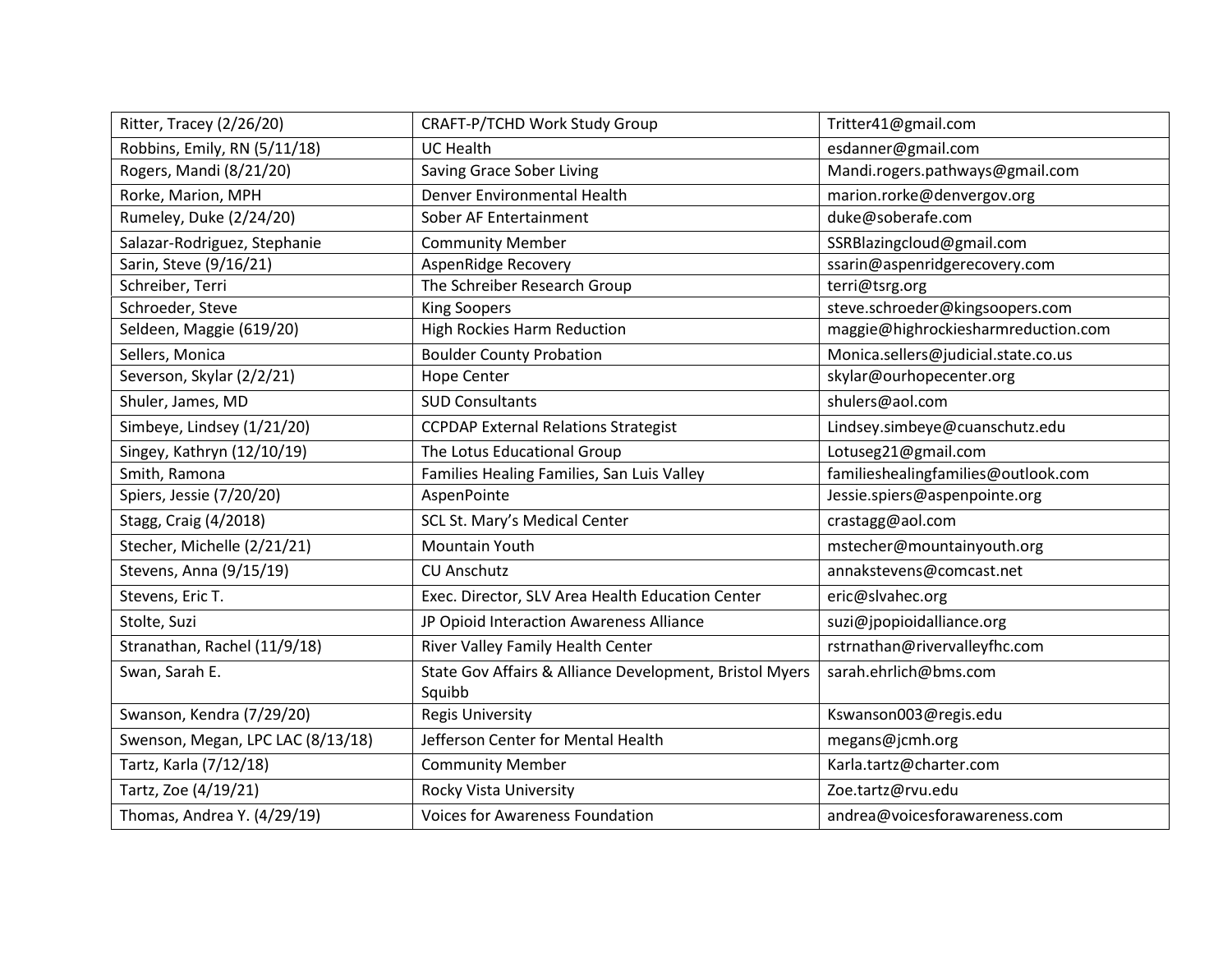| Ritter, Tracey (2/26/20) | CRAFT-P/TCHD Work Study Group | Tritter41@gmail.com |
|---|---|---|
| Robbins, Emily, RN (5/11/18) | UC Health | esdanner@gmail.com |
| Rogers, Mandi (8/21/20) | Saving Grace Sober Living | Mandi.rogers.pathways@gmail.com |
| Rorke, Marion, MPH | Denver Environmental Health | marion.rorke@denvergov.org |
| Rumeley, Duke (2/24/20) | Sober AF Entertainment | duke@soberafe.com |
| Salazar-Rodriguez, Stephanie | Community Member | SSRBlazingcloud@gmail.com |
| Sarin, Steve (9/16/21) | AspenRidge Recovery | ssarin@aspenridgerecovery.com |
| Schreiber, Terri | The Schreiber Research Group | terri@tsrg.org |
| Schroeder, Steve | King Soopers | steve.schroeder@kingsoopers.com |
| Seldeen, Maggie (619/20) | High Rockies Harm Reduction | maggie@highrockiesharmreduction.com |
| Sellers, Monica | Boulder County Probation | Monica.sellers@judicial.state.co.us |
| Severson, Skylar (2/2/21) | Hope Center | skylar@ourhopecenter.org |
| Shuler, James, MD | SUD Consultants | shulers@aol.com |
| Simbeye, Lindsey (1/21/20) | CCPDAP External Relations Strategist | Lindsey.simbeye@cuanschutz.edu |
| Singey, Kathryn (12/10/19) | The Lotus Educational Group | Lotuseg21@gmail.com |
| Smith, Ramona | Families Healing Families, San Luis Valley | familieshealingfamilies@outlook.com |
| Spiers, Jessie (7/20/20) | AspenPointe | Jessie.spiers@aspenpointe.org |
| Stagg, Craig (4/2018) | SCL St. Mary's Medical Center | crastagg@aol.com |
| Stecher, Michelle (2/21/21) | Mountain Youth | mstecher@mountainyouth.org |
| Stevens, Anna (9/15/19) | CU Anschutz | annakstevens@comcast.net |
| Stevens, Eric T. | Exec. Director, SLV Area Health Education Center | eric@slvahec.org |
| Stolte, Suzi | JP Opioid Interaction Awareness Alliance | suzi@jpopioidalliance.org |
| Stranathan, Rachel (11/9/18) | River Valley Family Health Center | rstrnathan@rivervalleyfhc.com |
| Swan, Sarah E. | State Gov Affairs & Alliance Development, Bristol Myers Squibb | sarah.ehrlich@bms.com |
| Swanson, Kendra (7/29/20) | Regis University | Kswanson003@regis.edu |
| Swenson, Megan, LPC LAC (8/13/18) | Jefferson Center for Mental Health | megans@jcmh.org |
| Tartz, Karla (7/12/18) | Community Member | Karla.tartz@charter.com |
| Tartz, Zoe (4/19/21) | Rocky Vista University | Zoe.tartz@rvu.edu |
| Thomas, Andrea Y. (4/29/19) | Voices for Awareness Foundation | andrea@voicesforawareness.com |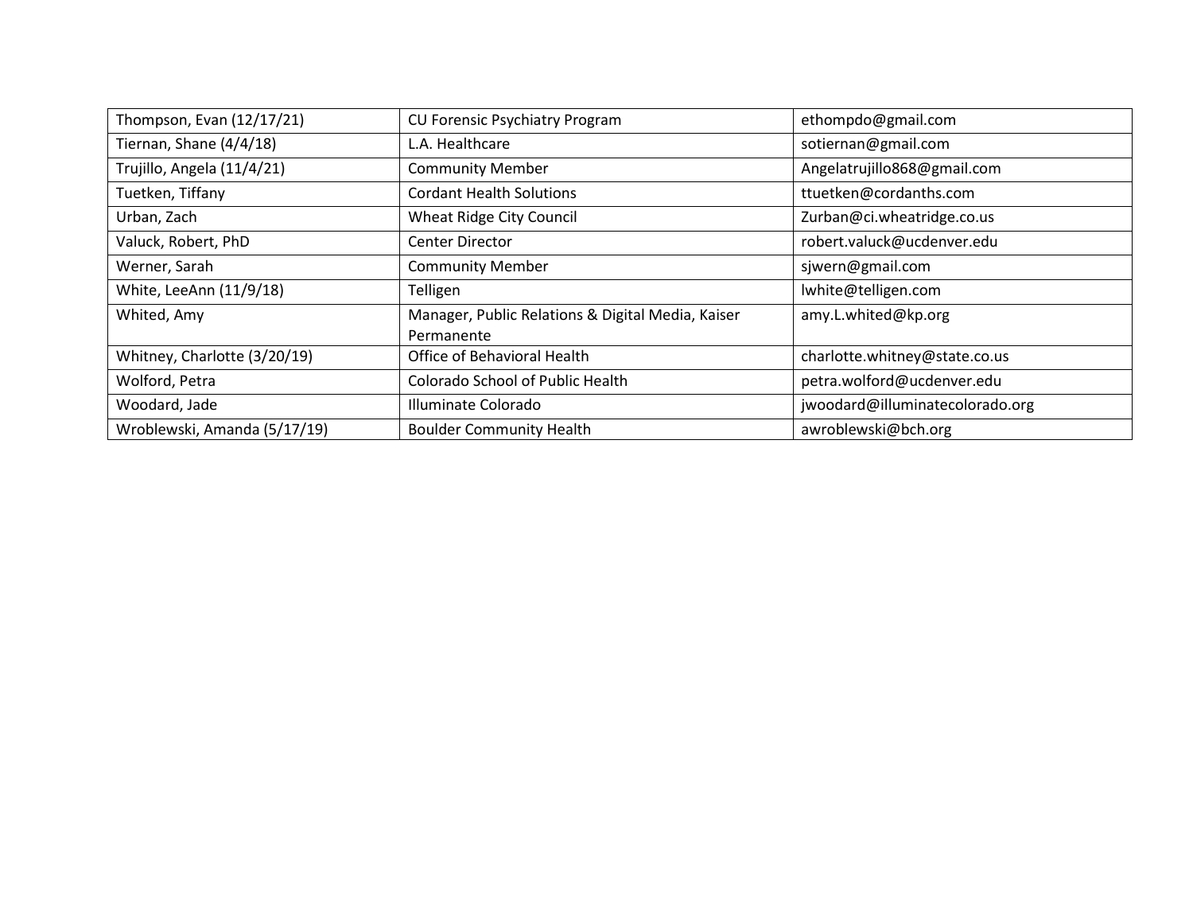| | | |
|---|---|---|
| Thompson, Evan (12/17/21) | CU Forensic Psychiatry Program | ethompdo@gmail.com |
| Tiernan, Shane (4/4/18) | L.A. Healthcare | sotiernan@gmail.com |
| Trujillo, Angela (11/4/21) | Community Member | Angelatrujillo868@gmail.com |
| Tuetken, Tiffany | Cordant Health Solutions | ttuetken@cordanths.com |
| Urban, Zach | Wheat Ridge City Council | Zurban@ci.wheatridge.co.us |
| Valuck, Robert, PhD | Center Director | robert.valuck@ucdenver.edu |
| Werner, Sarah | Community Member | sjwern@gmail.com |
| White, LeeAnn (11/9/18) | Telligen | lwhite@telligen.com |
| Whited, Amy | Manager, Public Relations & Digital Media, Kaiser Permanente | amy.L.whited@kp.org |
| Whitney, Charlotte (3/20/19) | Office of Behavioral Health | charlotte.whitney@state.co.us |
| Wolford, Petra | Colorado School of Public Health | petra.wolford@ucdenver.edu |
| Woodard, Jade | Illuminate Colorado | jwoodard@illuminatecolorado.org |
| Wroblewski, Amanda (5/17/19) | Boulder Community Health | awroblewski@bch.org |